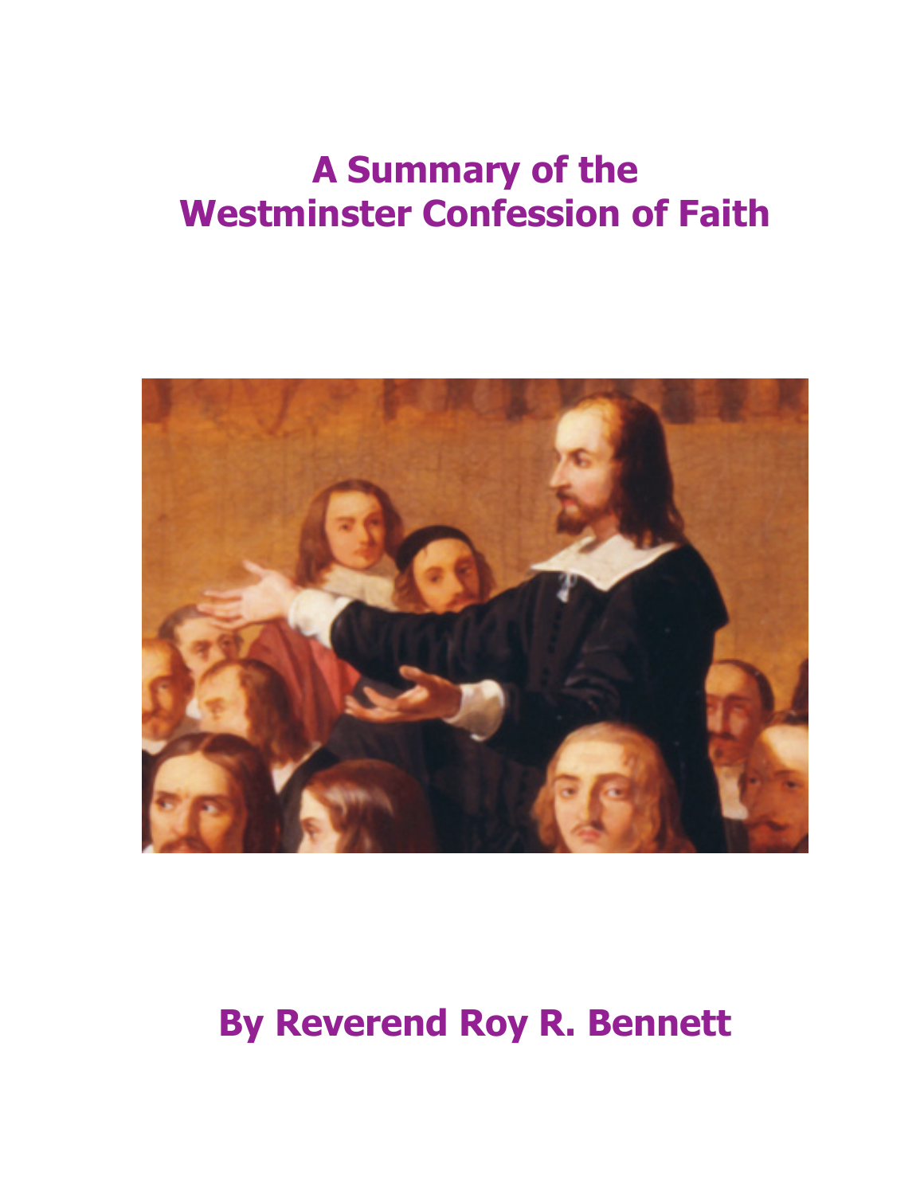# A Summary of the Westminster Confession of Faith

By Reverend Roy R. Bennett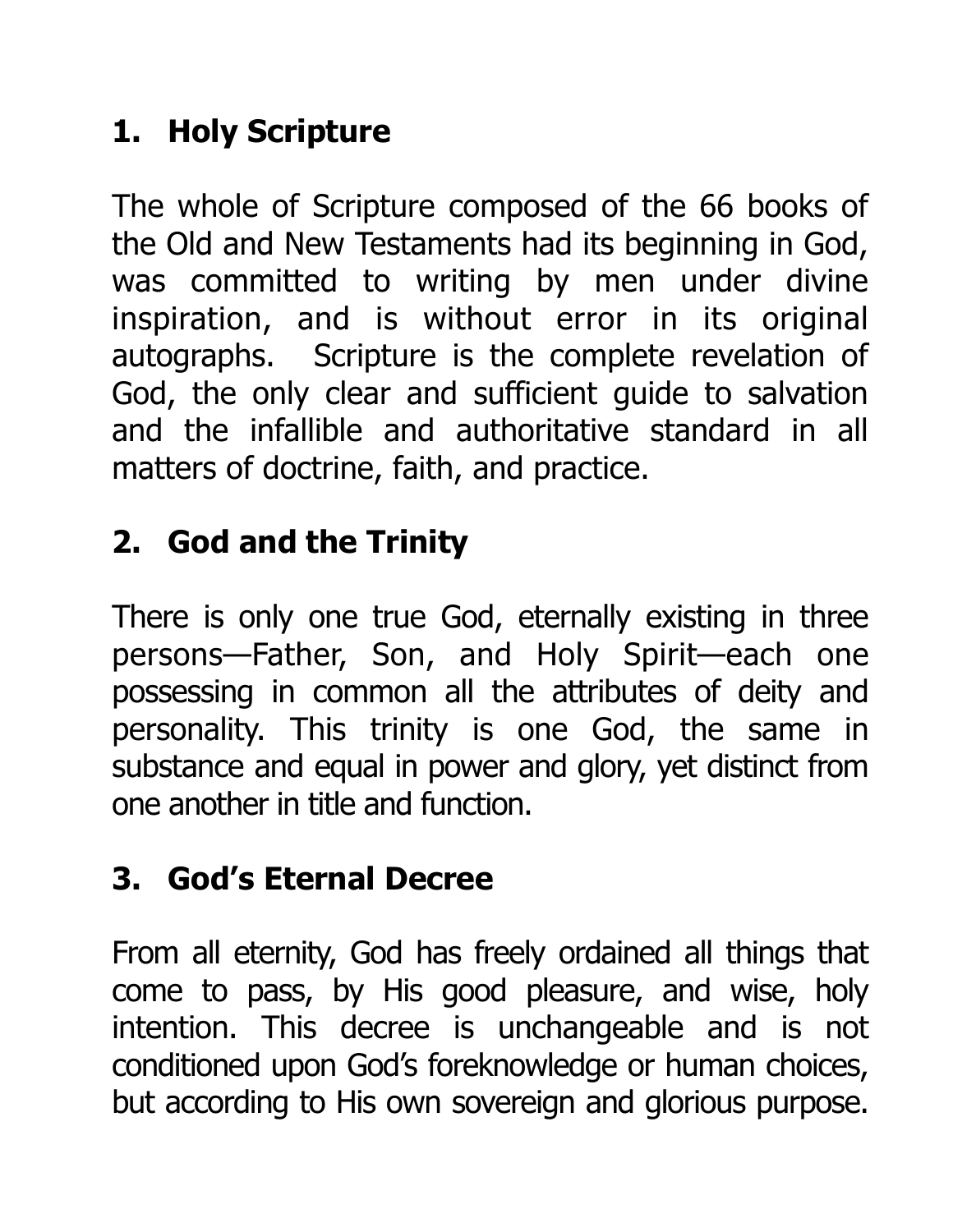## 1. Holy Scripture

The whole of Scripture composed of the 66 books of the Old and New Testaments had its beginning in God, was committed to writing by men under divine inspiration, and is without error in its original autographs. Scripture is the complete revelation of God, the only clear and sufficient guide to salvation and the infallible and authoritative standard in all matters of doctrine, faith, and practice.

## 2. God and the Trinity

There is only one true God, eternally existing in three persons—Father, Son, and Holy Spirit—each one possessing in common all the attributes of deity and personality. This trinity is one God, the same in substance and equal in power and glory, yet distinct from one another in title and function.

## 3. God's Eternal Decree

From all eternity, God has freely ordained all things that come to pass, by His good pleasure, and wise, holy intention. This decree is unchangeable and is not conditioned upon God's foreknowledge or human choices, but according to His own sovereign and glorious purpose.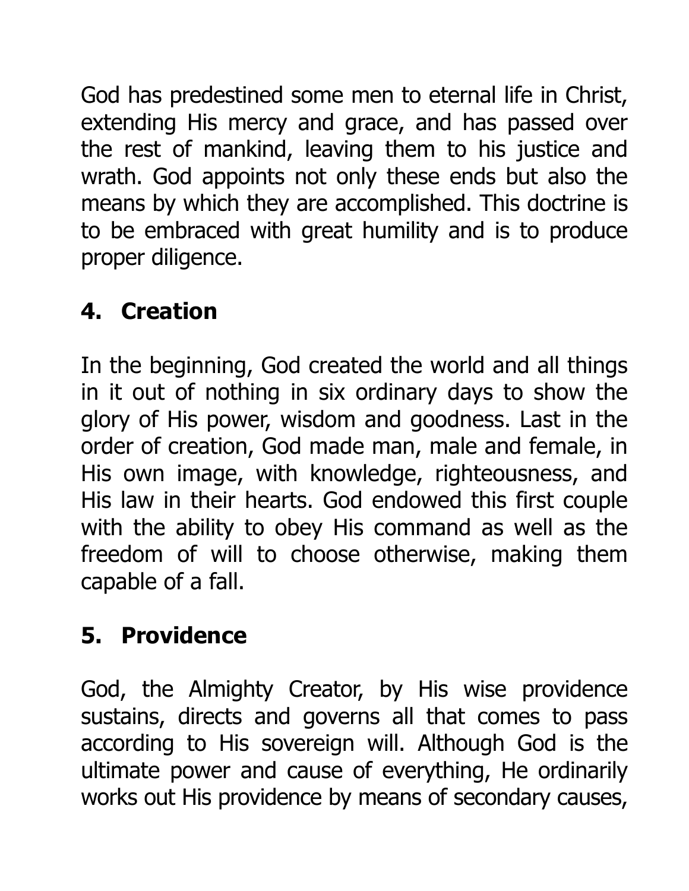God has predestined some men to eternal life in Christ, extending His mercy and grace, and has passed over the rest of mankind, leaving them to his justice and wrath. God appoints not only these ends but also the means by which they are accomplished. This doctrine is to be embraced with great humility and is to produce proper diligence.

## 4. Creation

In the beginning, God created the world and all things in it out of nothing in six ordinary days to show the glory of His power, wisdom and goodness. Last in the order of creation, God made man, male and female, in His own image, with knowledge, righteousness, and His law in their hearts. God endowed this first couple with the ability to obey His command as well as the freedom of will to choose otherwise, making them capable of a fall.

## 5. Providence

God, the Almighty Creator, by His wise providence sustains, directs and governs all that comes to pass according to His sovereign will. Although God is the ultimate power and cause of everything, He ordinarily works out His providence by means of secondary causes,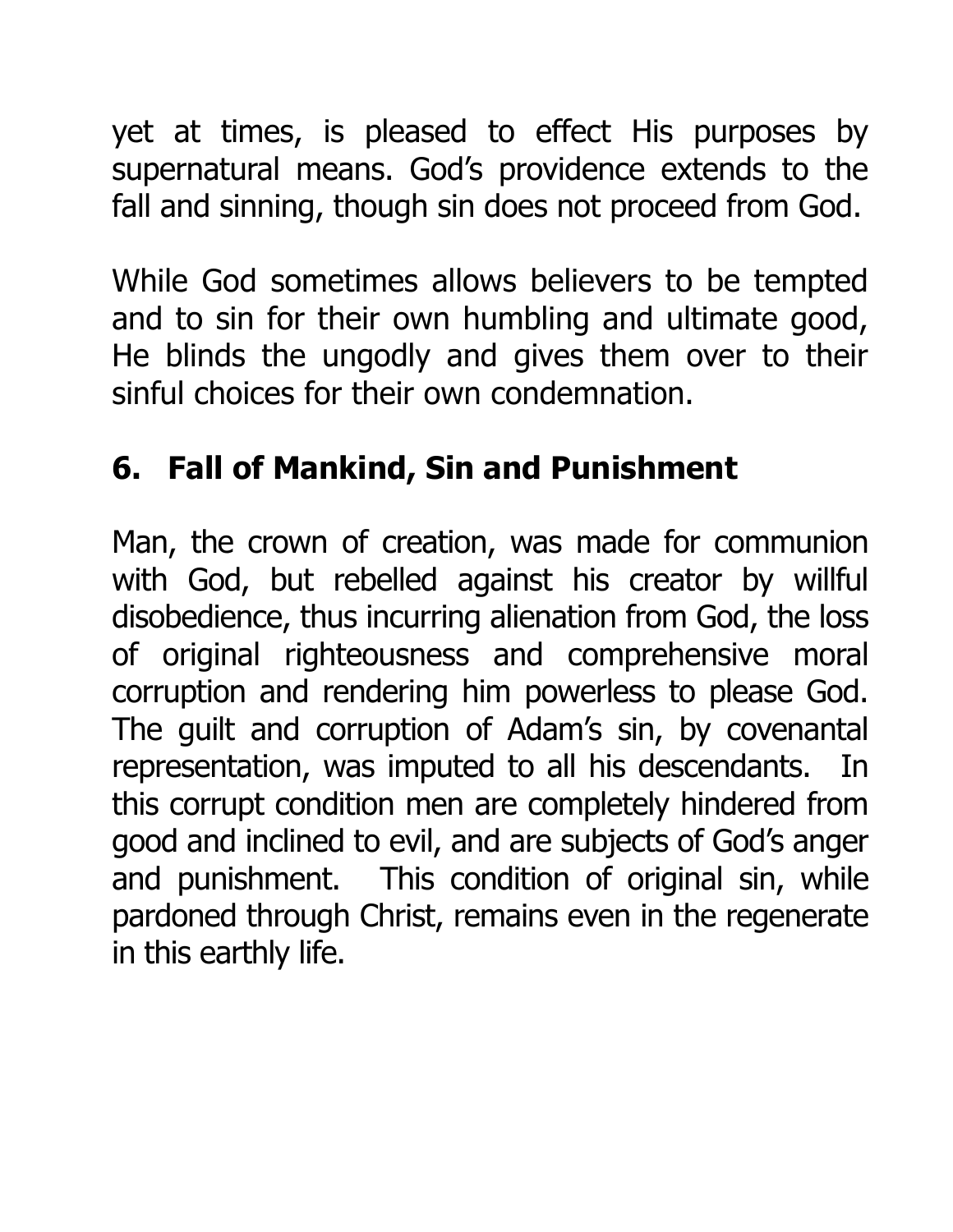yet at times, is pleased to effect His purposes by supernatural means. God's providence extends to the fall and sinning, though sin does not proceed from God.

While God sometimes allows believers to be tempted and to sin for their own humbling and ultimate good, He blinds the ungodly and gives them over to their sinful choices for their own condemnation.

## 6. Fall of Mankind, Sin and Punishment

Man, the crown of creation, was made for communion with God, but rebelled against his creator by willful disobedience, thus incurring alienation from God, the loss of original righteousness and comprehensive moral corruption and rendering him powerless to please God. The guilt and corruption of Adam's sin, by covenantal representation, was imputed to all his descendants. In this corrupt condition men are completely hindered from good and inclined to evil, and are subjects of God's anger and punishment. This condition of original sin, while pardoned through Christ, remains even in the regenerate in this earthly life.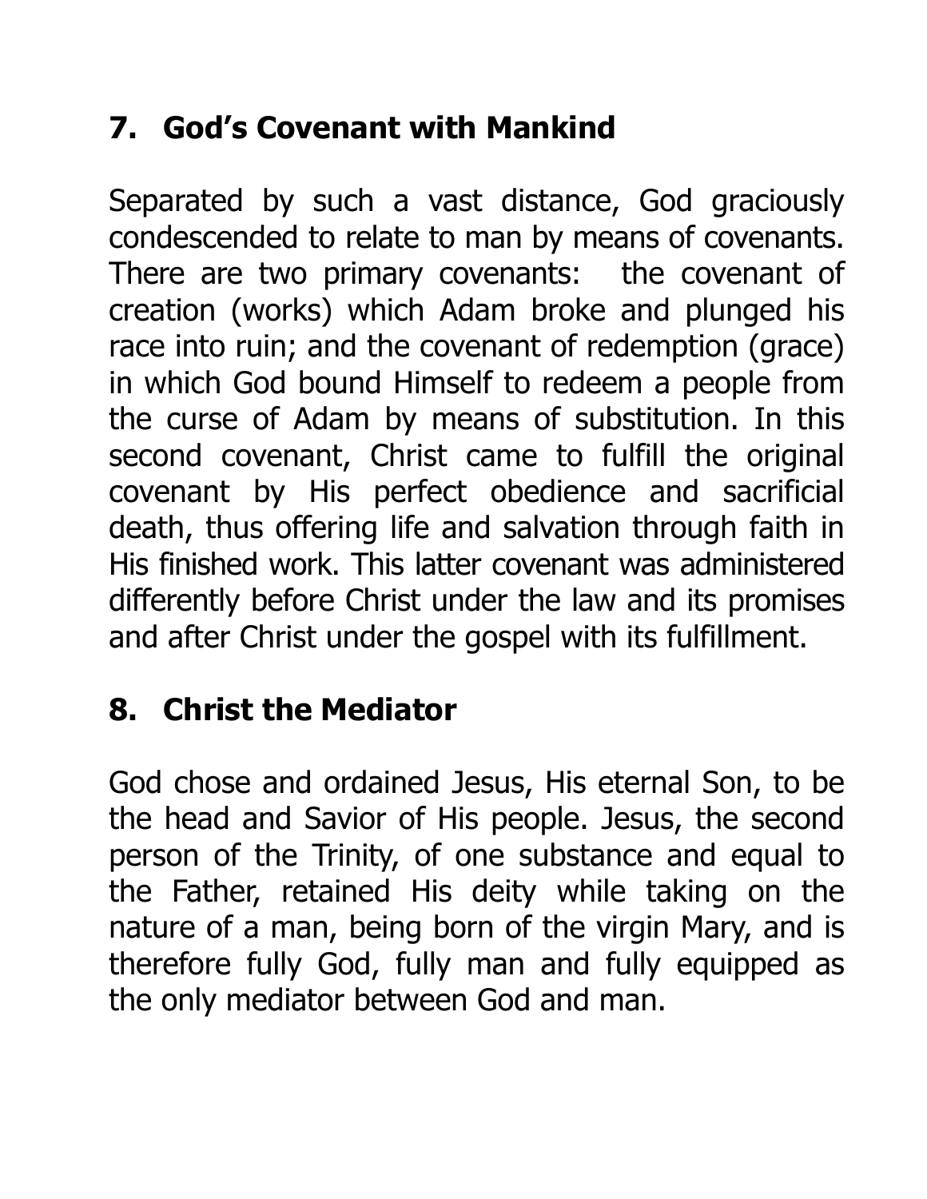## 7. God's Covenant with Mankind

Separated by such a vast distance, God graciously condescended to relate to man by means of covenants. There are two primary covenants: the covenant of creation (works) which Adam broke and plunged his race into ruin; and the covenant of redemption (grace) in which God bound Himself to redeem a people from the curse of Adam by means of substitution. In this second covenant, Christ came to fulfill the original covenant by His perfect obedience and sacrificial death, thus offering life and salvation through faith in His finished work. This latter covenant was administered differently before Christ under the law and its promises and after Christ under the gospel with its fulfillment.

## 8. Christ the Mediator

God chose and ordained Jesus, His eternal Son, to be the head and Savior of His people. Jesus, the second person of the Trinity, of one substance and equal to the Father, retained His deity while taking on the nature of a man, being born of the virgin Mary, and is therefore fully God, fully man and fully equipped as the only mediator between God and man.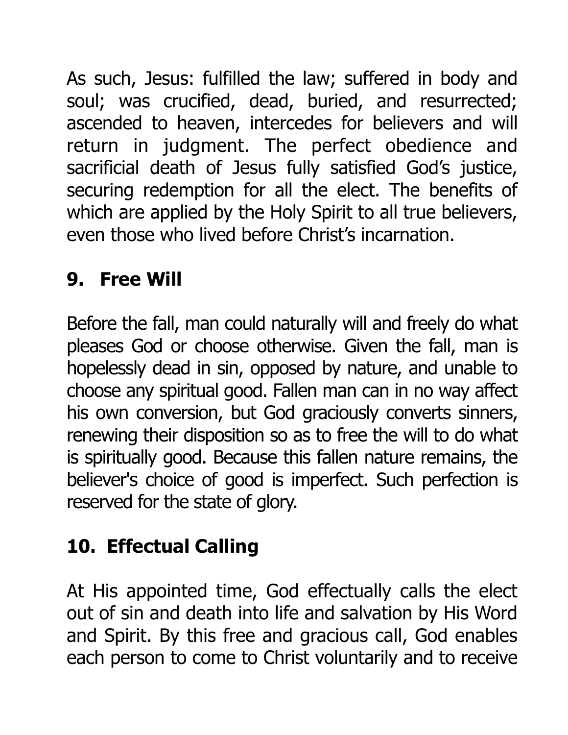As such, Jesus: fulfilled the law; suffered in body and soul; was crucified, dead, buried, and resurrected; ascended to heaven, intercedes for believers and will return in judgment. The perfect obedience and sacrificial death of Jesus fully satisfied God's justice, securing redemption for all the elect. The benefits of which are applied by the Holy Spirit to all true believers, even those who lived before Christ's incarnation.

## 9. Free Will

Before the fall, man could naturally will and freely do what pleases God or choose otherwise. Given the fall, man is hopelessly dead in sin, opposed by nature, and unable to choose any spiritual good. Fallen man can in no way affect his own conversion, but God graciously converts sinners, renewing their disposition so as to free the will to do what is spiritually good. Because this fallen nature remains, the believer's choice of good is imperfect. Such perfection is reserved for the state of glory.

## 10. Effectual Calling

At His appointed time, God effectually calls the elect out of sin and death into life and salvation by His Word and Spirit. By this free and gracious call, God enables each person to come to Christ voluntarily and to receive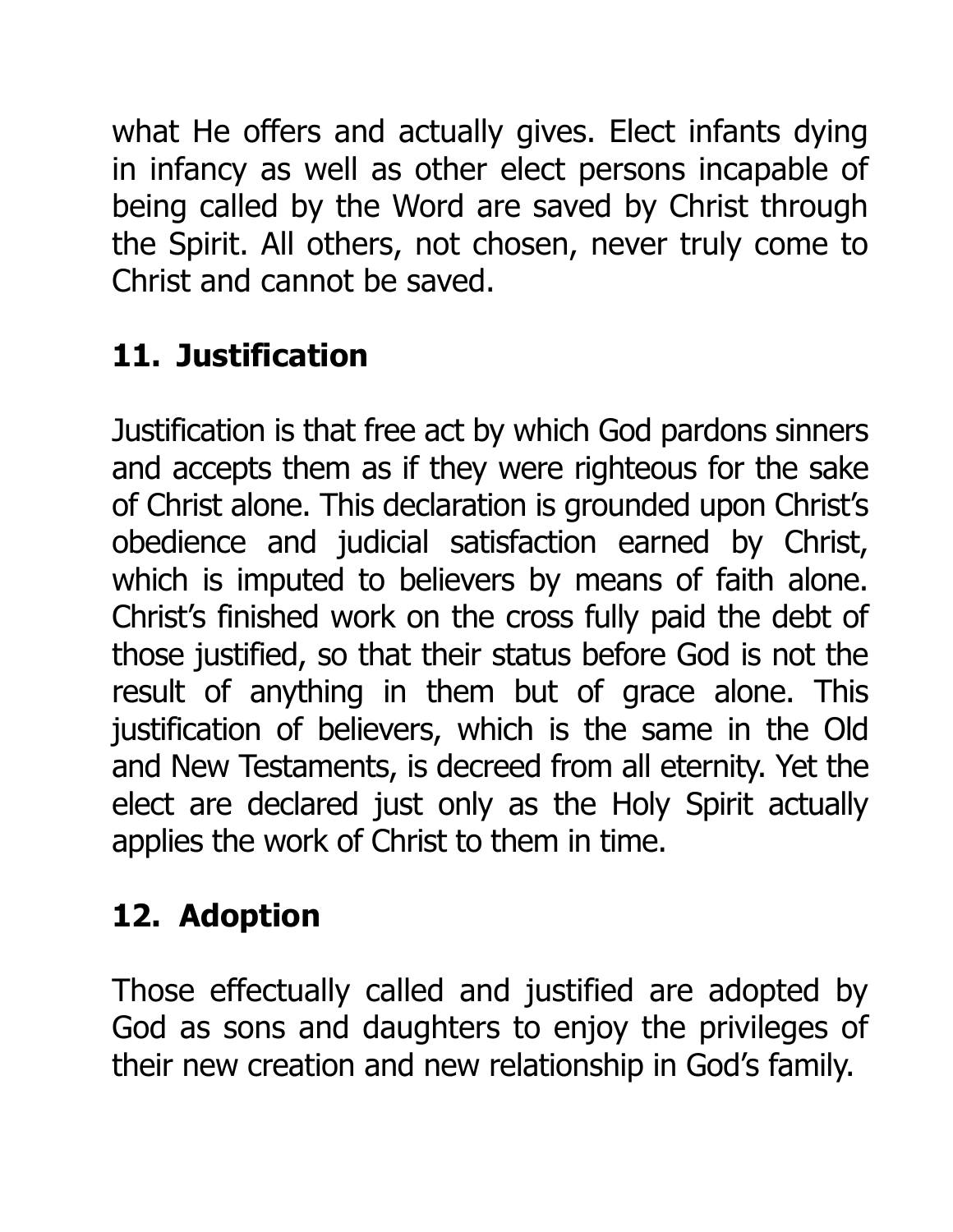what He offers and actually gives. Elect infants dying in infancy as well as other elect persons incapable of being called by the Word are saved by Christ through the Spirit. All others, not chosen, never truly come to Christ and cannot be saved.

## 11. Justification

Justification is that free act by which God pardons sinners and accepts them as if they were righteous for the sake of Christ alone. This declaration is grounded upon Christ's obedience and judicial satisfaction earned by Christ, which is imputed to believers by means of faith alone. Christ's finished work on the cross fully paid the debt of those justified, so that their status before God is not the result of anything in them but of grace alone. This justification of believers, which is the same in the Old and New Testaments, is decreed from all eternity. Yet the elect are declared just only as the Holy Spirit actually applies the work of Christ to them in time.

## 12. Adoption

Those effectually called and justified are adopted by God as sons and daughters to enjoy the privileges of their new creation and new relationship in God's family.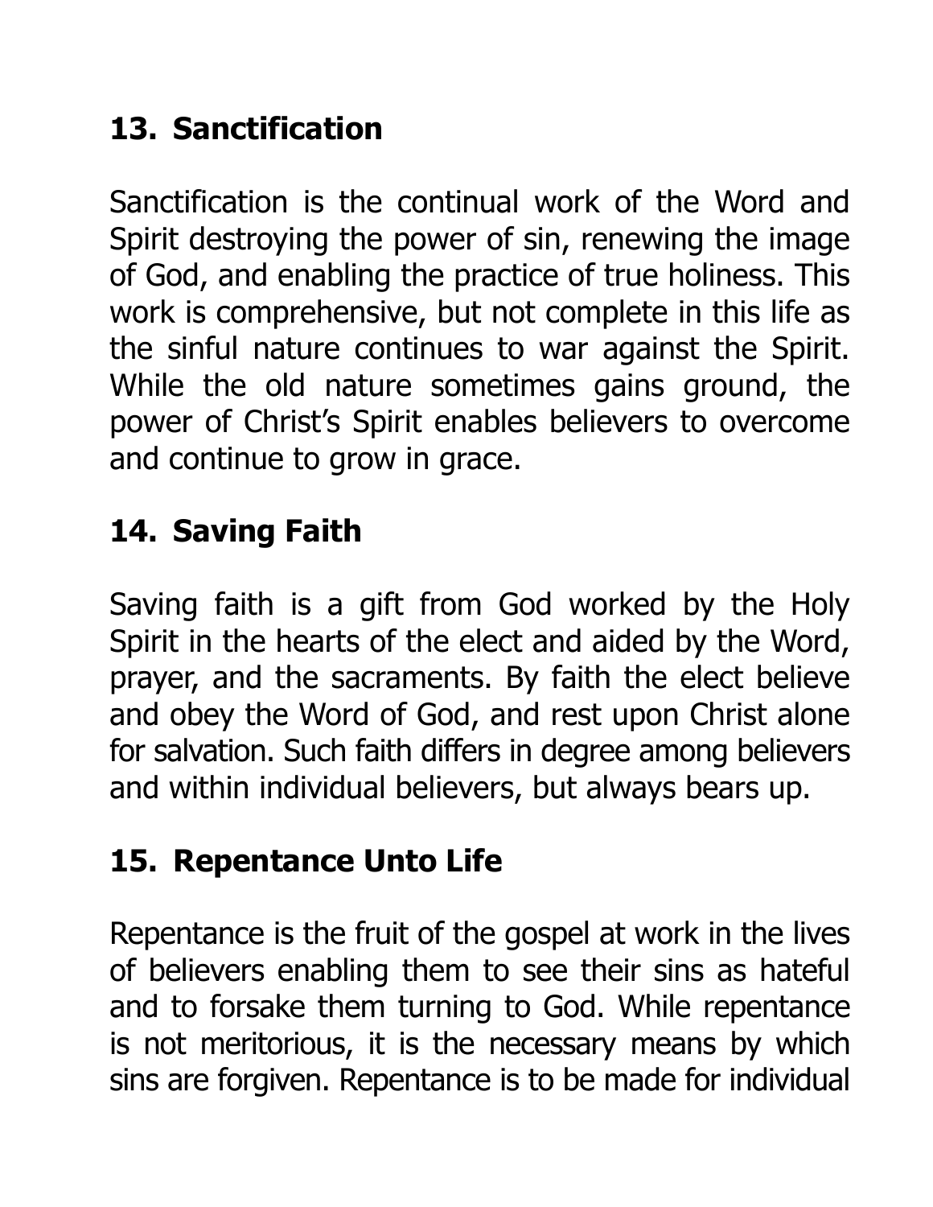## 13. Sanctification

Sanctification is the continual work of the Word and Spirit destroying the power of sin, renewing the image of God, and enabling the practice of true holiness. This work is comprehensive, but not complete in this life as the sinful nature continues to war against the Spirit. While the old nature sometimes gains ground, the power of Christ's Spirit enables believers to overcome and continue to grow in grace.

## 14. Saving Faith

Saving faith is a gift from God worked by the Holy Spirit in the hearts of the elect and aided by the Word, prayer, and the sacraments. By faith the elect believe and obey the Word of God, and rest upon Christ alone for salvation. Such faith differs in degree among believers and within individual believers, but always bears up.

## 15. Repentance Unto Life

Repentance is the fruit of the gospel at work in the lives of believers enabling them to see their sins as hateful and to forsake them turning to God. While repentance is not meritorious, it is the necessary means by which sins are forgiven. Repentance is to be made for individual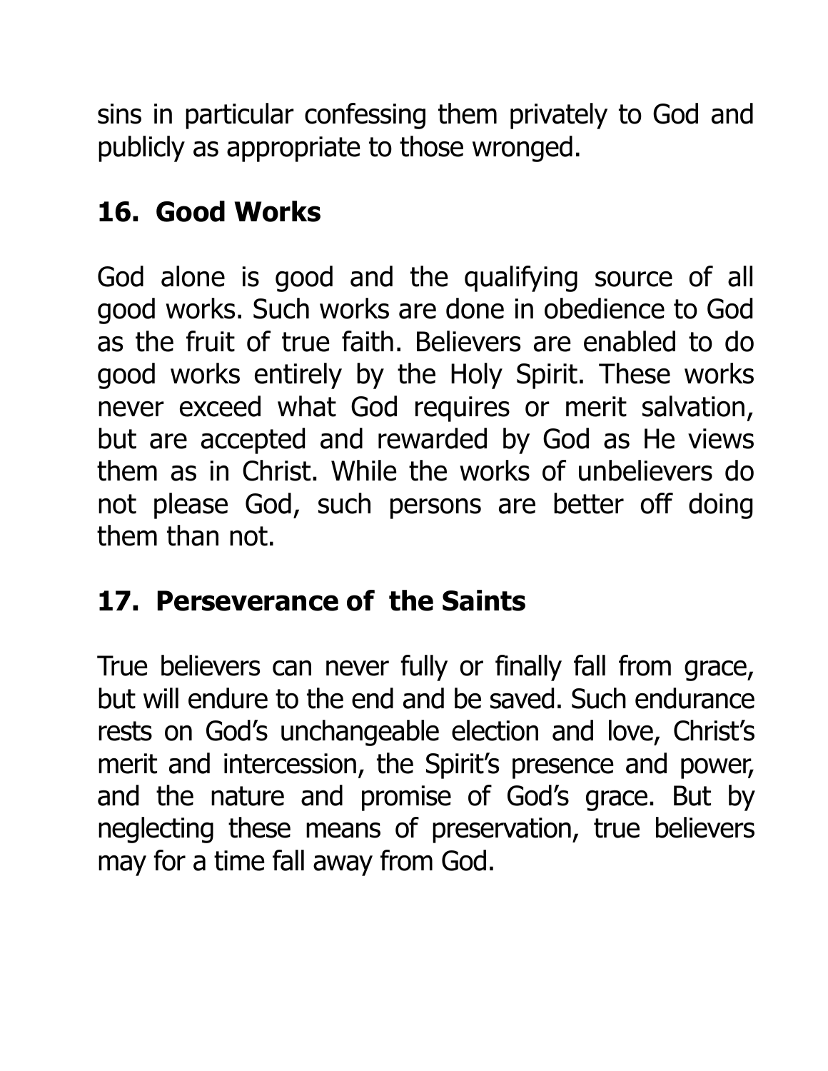sins in particular confessing them privately to God and publicly as appropriate to those wronged.

## 16. Good Works

God alone is good and the qualifying source of all good works. Such works are done in obedience to God as the fruit of true faith. Believers are enabled to do good works entirely by the Holy Spirit. These works never exceed what God requires or merit salvation, but are accepted and rewarded by God as He views them as in Christ. While the works of unbelievers do not please God, such persons are better off doing them than not.

## 17. Perseverance of the Saints

True believers can never fully or finally fall from grace, but will endure to the end and be saved. Such endurance rests on God's unchangeable election and love, Christ's merit and intercession, the Spirit's presence and power, and the nature and promise of God's grace. But by neglecting these means of preservation, true believers may for a time fall away from God.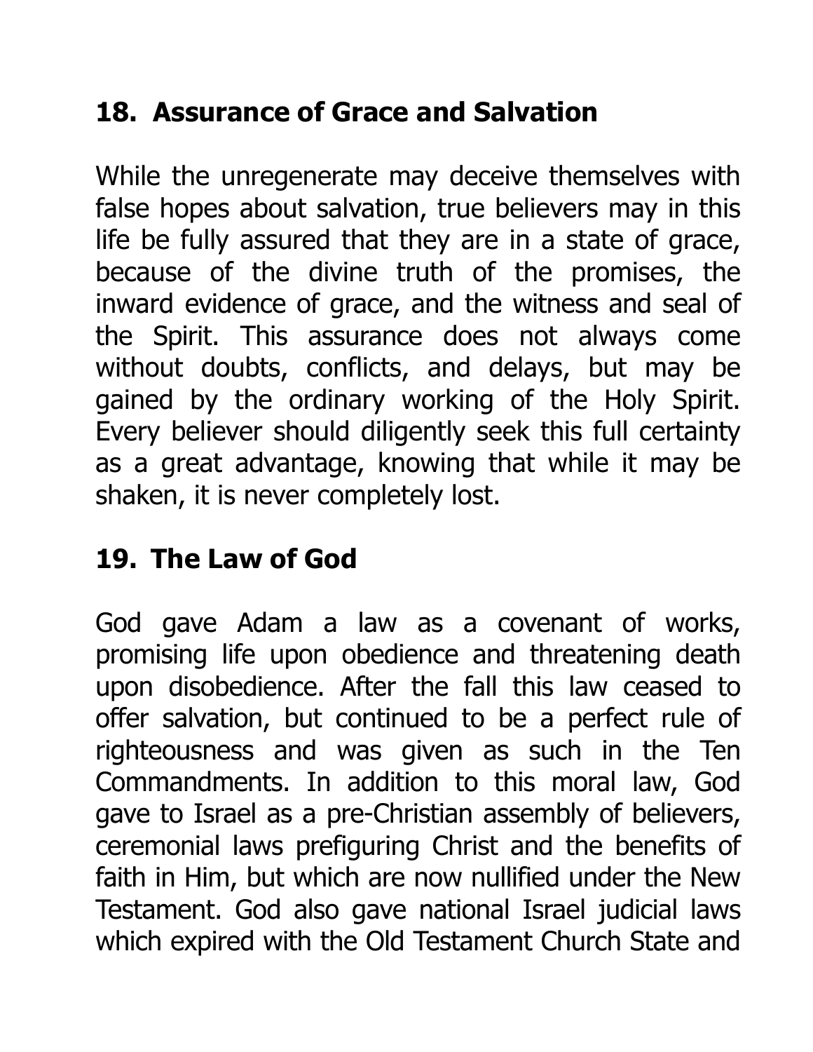## 18. Assurance of Grace and Salvation

While the unregenerate may deceive themselves with false hopes about salvation, true believers may in this life be fully assured that they are in a state of grace, because of the divine truth of the promises, the inward evidence of grace, and the witness and seal of the Spirit. This assurance does not always come without doubts, conflicts, and delays, but may be gained by the ordinary working of the Holy Spirit. Every believer should diligently seek this full certainty as a great advantage, knowing that while it may be shaken, it is never completely lost.

## 19. The Law of God

God gave Adam a law as a covenant of works, promising life upon obedience and threatening death upon disobedience. After the fall this law ceased to offer salvation, but continued to be a perfect rule of righteousness and was given as such in the Ten Commandments. In addition to this moral law, God gave to Israel as a pre-Christian assembly of believers, ceremonial laws prefiguring Christ and the benefits of faith in Him, but which are now nullified under the New Testament. God also gave national Israel judicial laws which expired with the Old Testament Church State and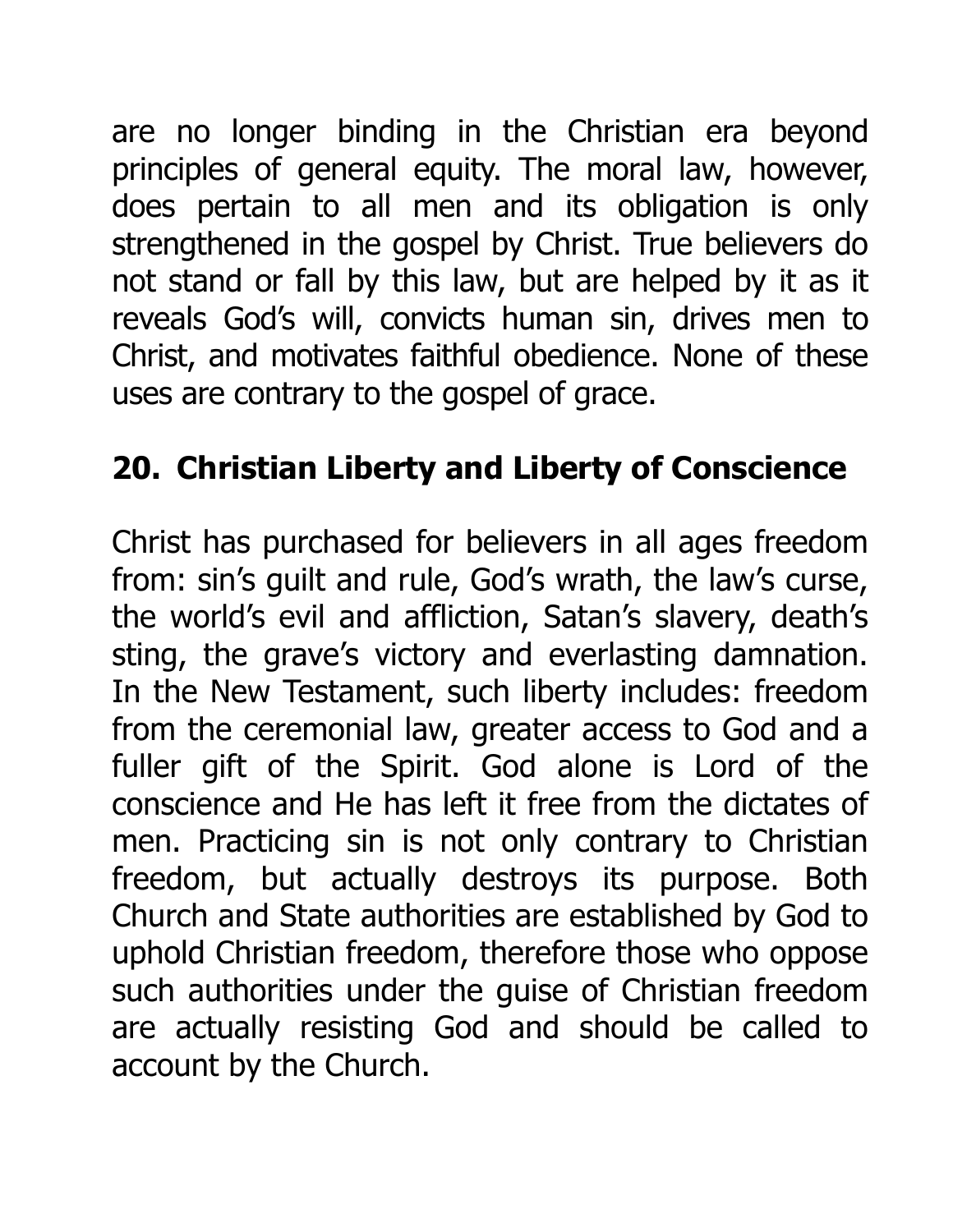are no longer binding in the Christian era beyond principles of general equity. The moral law, however, does pertain to all men and its obligation is only strengthened in the gospel by Christ. True believers do not stand or fall by this law, but are helped by it as it reveals God's will, convicts human sin, drives men to Christ, and motivates faithful obedience. None of these uses are contrary to the gospel of grace.

## 20. Christian Liberty and Liberty of Conscience

Christ has purchased for believers in all ages freedom from: sin's guilt and rule, God's wrath, the law's curse, the world's evil and affliction, Satan's slavery, death's sting, the grave's victory and everlasting damnation. In the New Testament, such liberty includes: freedom from the ceremonial law, greater access to God and a fuller gift of the Spirit. God alone is Lord of the conscience and He has left it free from the dictates of men. Practicing sin is not only contrary to Christian freedom, but actually destroys its purpose. Both Church and State authorities are established by God to uphold Christian freedom, therefore those who oppose such authorities under the guise of Christian freedom are actually resisting God and should be called to account by the Church.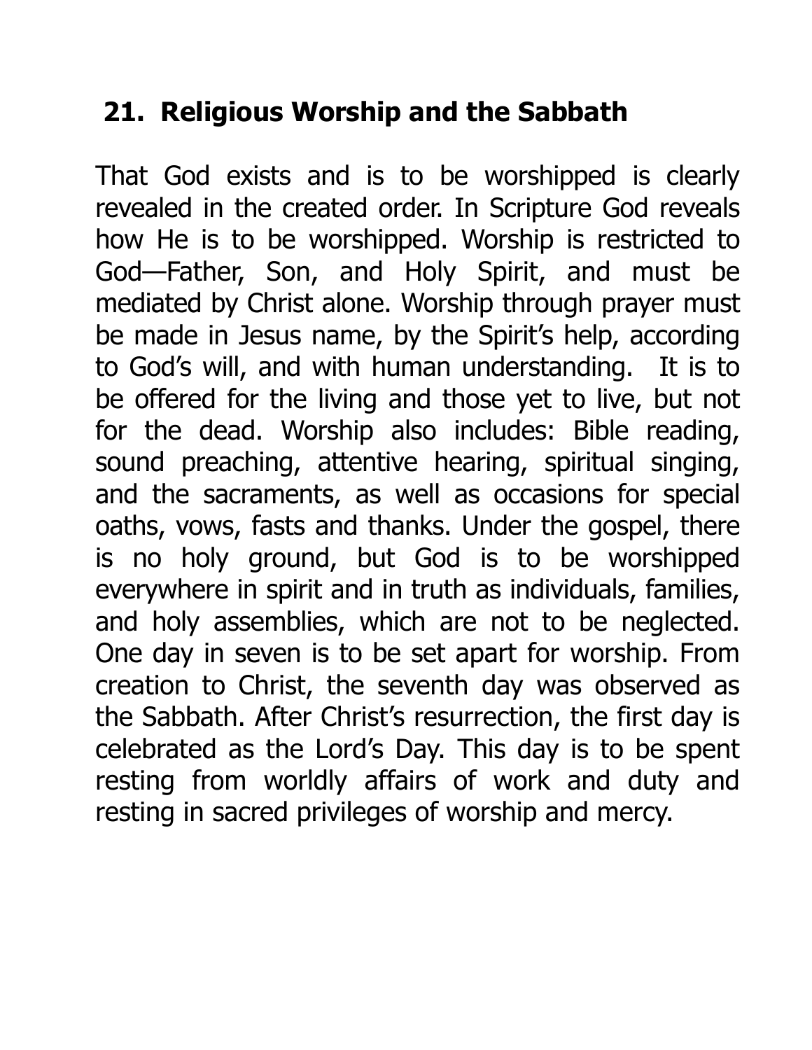## 21. Religious Worship and the Sabbath

That God exists and is to be worshipped is clearly revealed in the created order. In Scripture God reveals how He is to be worshipped. Worship is restricted to God—Father, Son, and Holy Spirit, and must be mediated by Christ alone. Worship through prayer must be made in Jesus name, by the Spirit's help, according to God's will, and with human understanding. It is to be offered for the living and those yet to live, but not for the dead. Worship also includes: Bible reading, sound preaching, attentive hearing, spiritual singing, and the sacraments, as well as occasions for special oaths, vows, fasts and thanks. Under the gospel, there is no holy ground, but God is to be worshipped everywhere in spirit and in truth as individuals, families, and holy assemblies, which are not to be neglected. One day in seven is to be set apart for worship. From creation to Christ, the seventh day was observed as the Sabbath. After Christ's resurrection, the first day is celebrated as the Lord's Day. This day is to be spent resting from worldly affairs of work and duty and resting in sacred privileges of worship and mercy.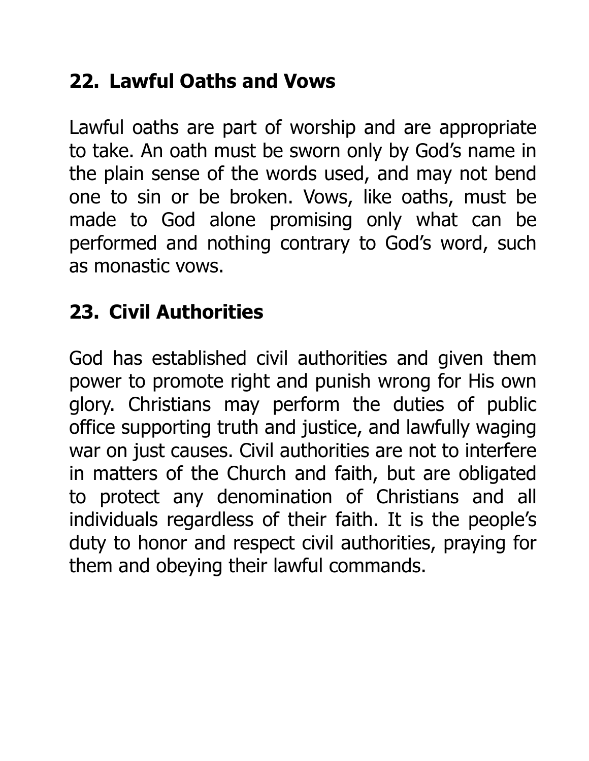## 22. Lawful Oaths and Vows

Lawful oaths are part of worship and are appropriate to take. An oath must be sworn only by God's name in the plain sense of the words used, and may not bend one to sin or be broken. Vows, like oaths, must be made to God alone promising only what can be performed and nothing contrary to God's word, such as monastic vows.

## 23. Civil Authorities

God has established civil authorities and given them power to promote right and punish wrong for His own glory. Christians may perform the duties of public office supporting truth and justice, and lawfully waging war on just causes. Civil authorities are not to interfere in matters of the Church and faith, but are obligated to protect any denomination of Christians and all individuals regardless of their faith. It is the people's duty to honor and respect civil authorities, praying for them and obeying their lawful commands.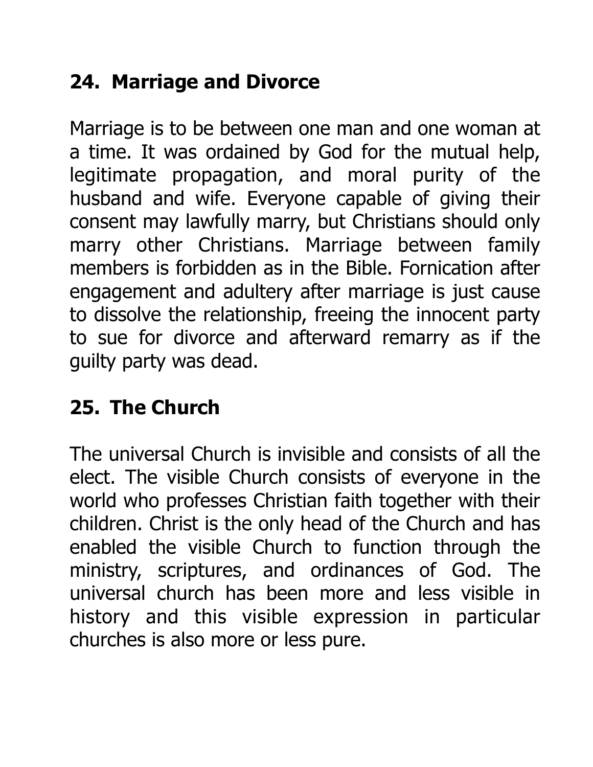## 24. Marriage and Divorce

Marriage is to be between one man and one woman at a time. It was ordained by God for the mutual help, legitimate propagation, and moral purity of the husband and wife. Everyone capable of giving their consent may lawfully marry, but Christians should only marry other Christians. Marriage between family members is forbidden as in the Bible. Fornication after engagement and adultery after marriage is just cause to dissolve the relationship, freeing the innocent party to sue for divorce and afterward remarry as if the guilty party was dead.

## 25. The Church

The universal Church is invisible and consists of all the elect. The visible Church consists of everyone in the world who professes Christian faith together with their children. Christ is the only head of the Church and has enabled the visible Church to function through the ministry, scriptures, and ordinances of God. The universal church has been more and less visible in history and this visible expression in particular churches is also more or less pure.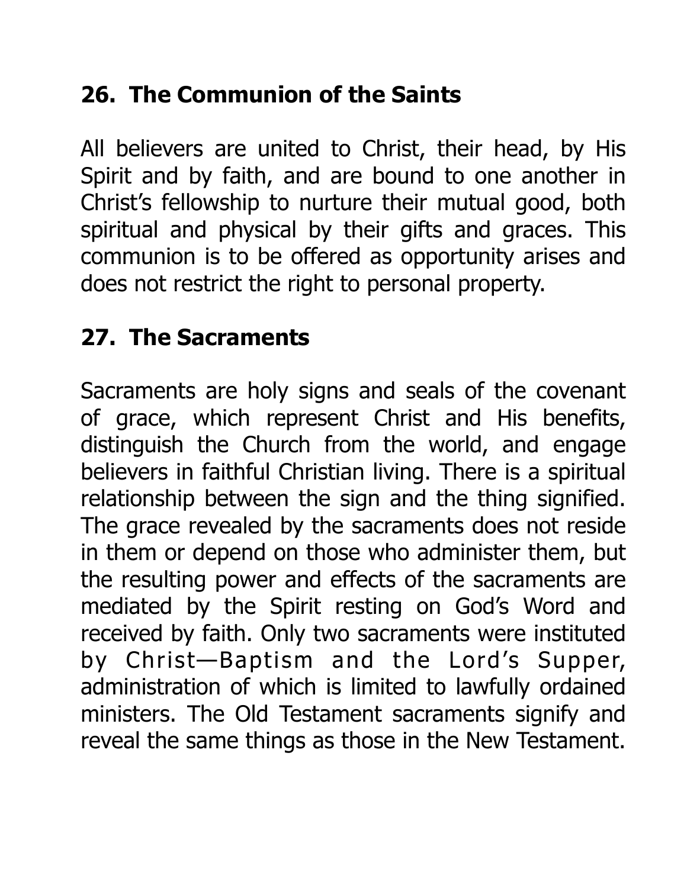## 26. The Communion of the Saints

All believers are united to Christ, their head, by His Spirit and by faith, and are bound to one another in Christ's fellowship to nurture their mutual good, both spiritual and physical by their gifts and graces. This communion is to be offered as opportunity arises and does not restrict the right to personal property.

## 27. The Sacraments

Sacraments are holy signs and seals of the covenant of grace, which represent Christ and His benefits, distinguish the Church from the world, and engage believers in faithful Christian living. There is a spiritual relationship between the sign and the thing signified. The grace revealed by the sacraments does not reside in them or depend on those who administer them, but the resulting power and effects of the sacraments are mediated by the Spirit resting on God's Word and received by faith. Only two sacraments were instituted by Christ—Baptism and the Lord's Supper, administration of which is limited to lawfully ordained ministers. The Old Testament sacraments signify and reveal the same things as those in the New Testament.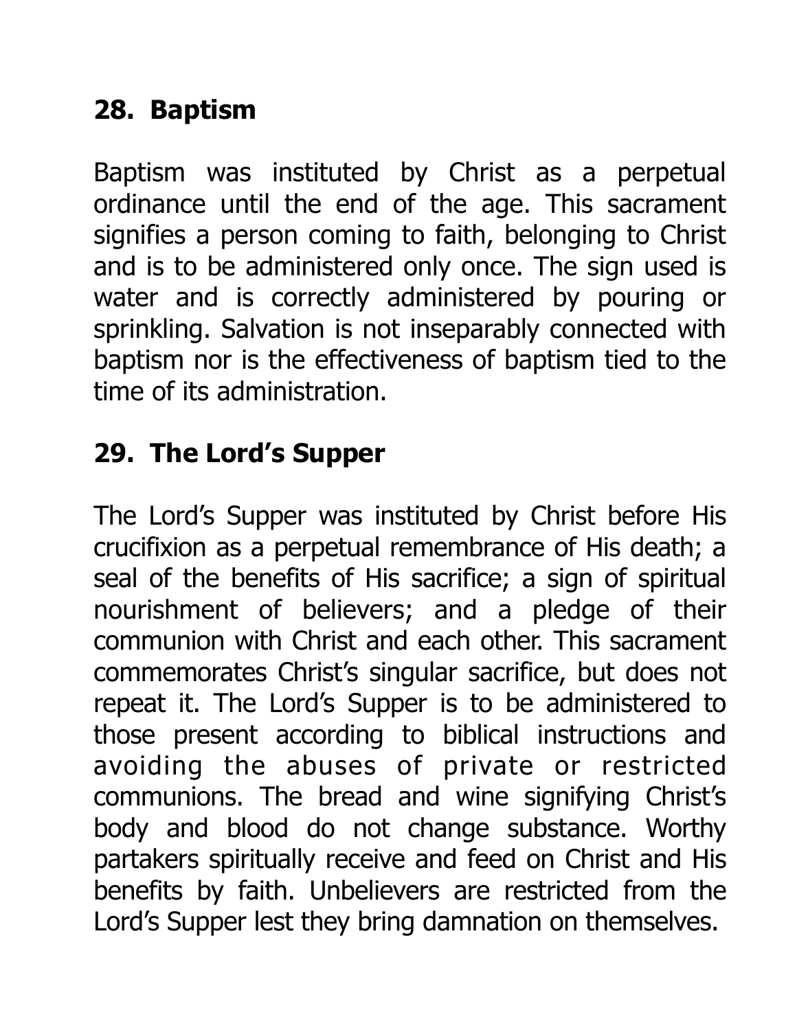## 28. Baptism

Baptism was instituted by Christ as a perpetual ordinance until the end of the age. This sacrament signifies a person coming to faith, belonging to Christ and is to be administered only once. The sign used is water and is correctly administered by pouring or sprinkling. Salvation is not inseparably connected with baptism nor is the effectiveness of baptism tied to the time of its administration.

## 29. The Lord's Supper

The Lord's Supper was instituted by Christ before His crucifixion as a perpetual remembrance of His death; a seal of the benefits of His sacrifice; a sign of spiritual nourishment of believers; and a pledge of their communion with Christ and each other. This sacrament commemorates Christ's singular sacrifice, but does not repeat it. The Lord's Supper is to be administered to those present according to biblical instructions and avoiding the abuses of private or restricted communions. The bread and wine signifying Christ's body and blood do not change substance. Worthy partakers spiritually receive and feed on Christ and His benefits by faith. Unbelievers are restricted from the Lord's Supper lest they bring damnation on themselves.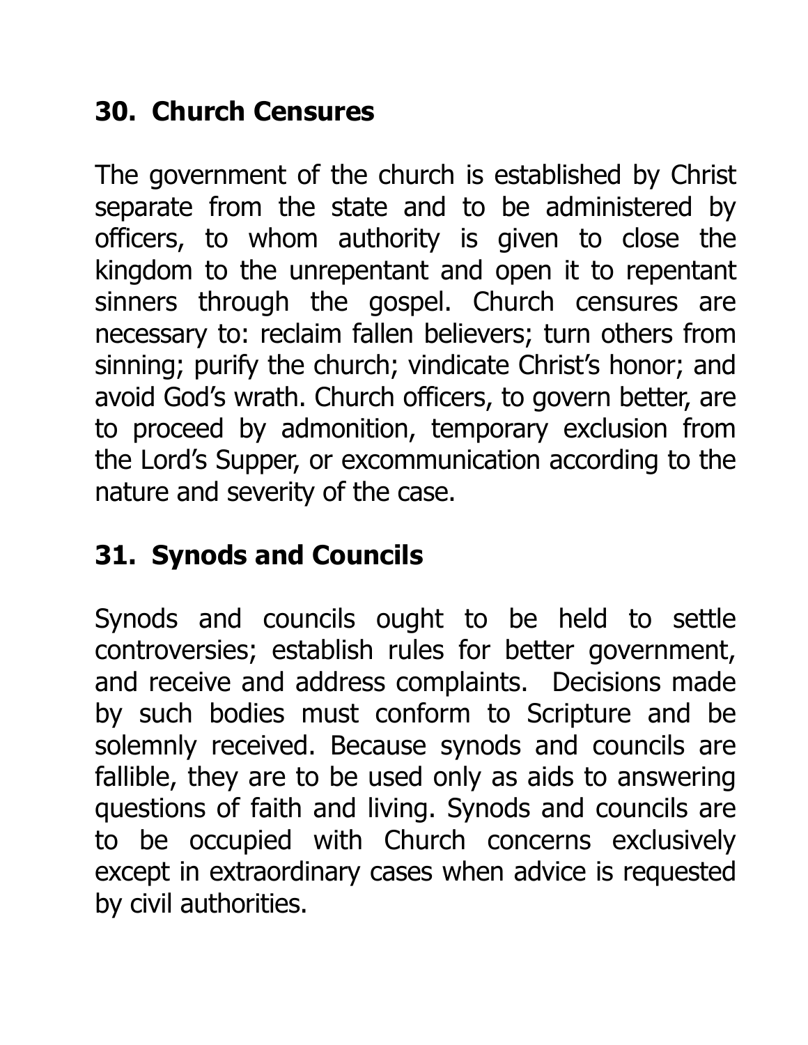## 30. Church Censures

The government of the church is established by Christ separate from the state and to be administered by officers, to whom authority is given to close the kingdom to the unrepentant and open it to repentant sinners through the gospel. Church censures are necessary to: reclaim fallen believers; turn others from sinning; purify the church; vindicate Christ's honor; and avoid God's wrath. Church officers, to govern better, are to proceed by admonition, temporary exclusion from the Lord's Supper, or excommunication according to the nature and severity of the case.

## 31. Synods and Councils

Synods and councils ought to be held to settle controversies; establish rules for better government, and receive and address complaints. Decisions made by such bodies must conform to Scripture and be solemnly received. Because synods and councils are fallible, they are to be used only as aids to answering questions of faith and living. Synods and councils are to be occupied with Church concerns exclusively except in extraordinary cases when advice is requested by civil authorities.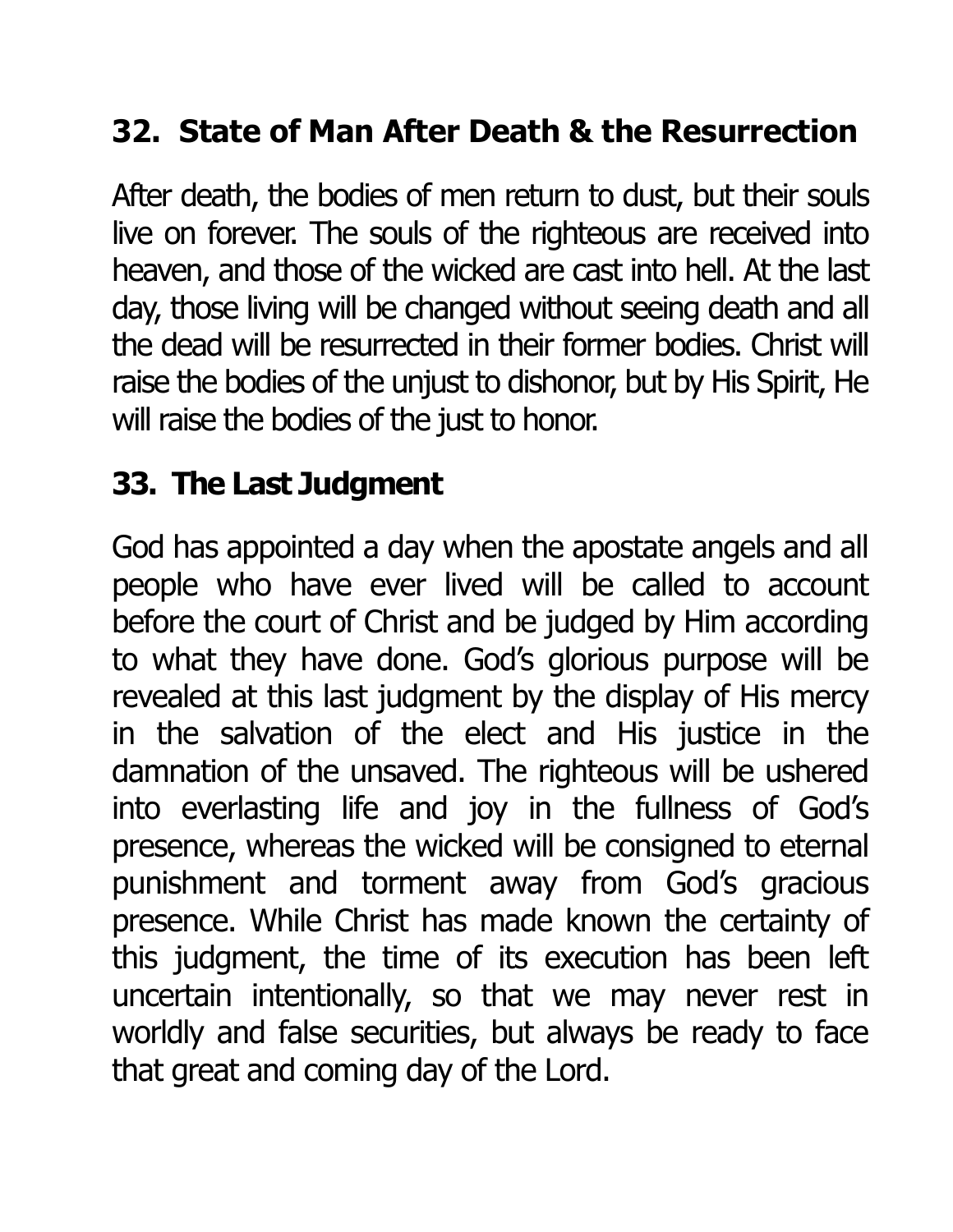## 32. State of Man After Death & the Resurrection

After death, the bodies of men return to dust, but their souls live on forever. The souls of the righteous are received into heaven, and those of the wicked are cast into hell. At the last day, those living will be changed without seeing death and all the dead will be resurrected in their former bodies. Christ will raise the bodies of the unjust to dishonor, but by His Spirit, He will raise the bodies of the just to honor.

## 33. The Last Judgment

God has appointed a day when the apostate angels and all people who have ever lived will be called to account before the court of Christ and be judged by Him according to what they have done. God's glorious purpose will be revealed at this last judgment by the display of His mercy in the salvation of the elect and His justice in the damnation of the unsaved. The righteous will be ushered into everlasting life and joy in the fullness of God's presence, whereas the wicked will be consigned to eternal punishment and torment away from God's gracious presence. While Christ has made known the certainty of this judgment, the time of its execution has been left uncertain intentionally, so that we may never rest in worldly and false securities, but always be ready to face that great and coming day of the Lord.